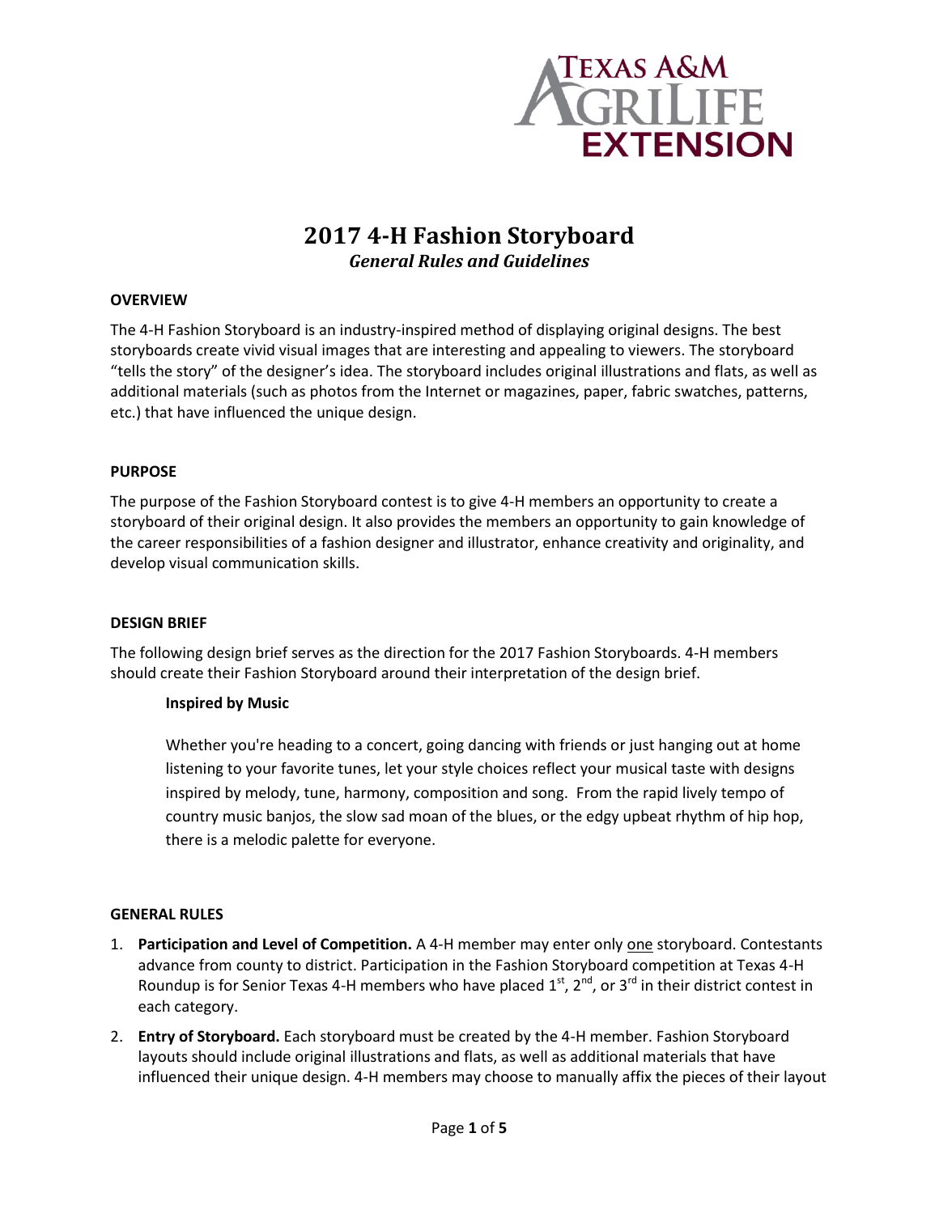# 2017 4-H Fashion Storyboard

***General Rules and Guidelines***

## OVERVIEW

The 4-H Fashion Storyboard is an industry-inspired method of displaying original designs. The best storyboards create vivid visual images that are interesting and appealing to viewers. The storyboard "tells the story" of the designer's idea. The storyboard includes original illustrations and flats, as well as additional materials (such as photos from the Internet or magazines, paper, fabric swatches, patterns, etc.) that have influenced the unique design.

## PURPOSE

The purpose of the Fashion Storyboard contest is to give 4-H members an opportunity to create a storyboard of their original design. It also provides the members an opportunity to gain knowledge of the career responsibilities of a fashion designer and illustrator, enhance creativity and originality, and develop visual communication skills.

## DESIGN BRIEF

The following design brief serves as the direction for the 2017 Fashion Storyboards. 4-H members should create their Fashion Storyboard around their interpretation of the design brief.

> **Inspired by Music**
>
> Whether you're heading to a concert, going dancing with friends or just hanging out at home listening to your favorite tunes, let your style choices reflect your musical taste with designs inspired by melody, tune, harmony, composition and song. From the rapid lively tempo of country music banjos, the slow sad moan of the blues, or the edgy upbeat rhythm of hip hop, there is a melodic palette for everyone.

## GENERAL RULES

1. **Participation and Level of Competition.** A 4-H member may enter only <u>one</u> storyboard. Contestants advance from county to district. Participation in the Fashion Storyboard competition at Texas 4-H Roundup is for Senior Texas 4-H members who have placed 1st, 2nd, or 3rd in their district contest in each category.
2. **Entry of Storyboard.** Each storyboard must be created by the 4-H member. Fashion Storyboard layouts should include original illustrations and flats, as well as additional materials that have influenced their unique design. 4-H members may choose to manually affix the pieces of their layout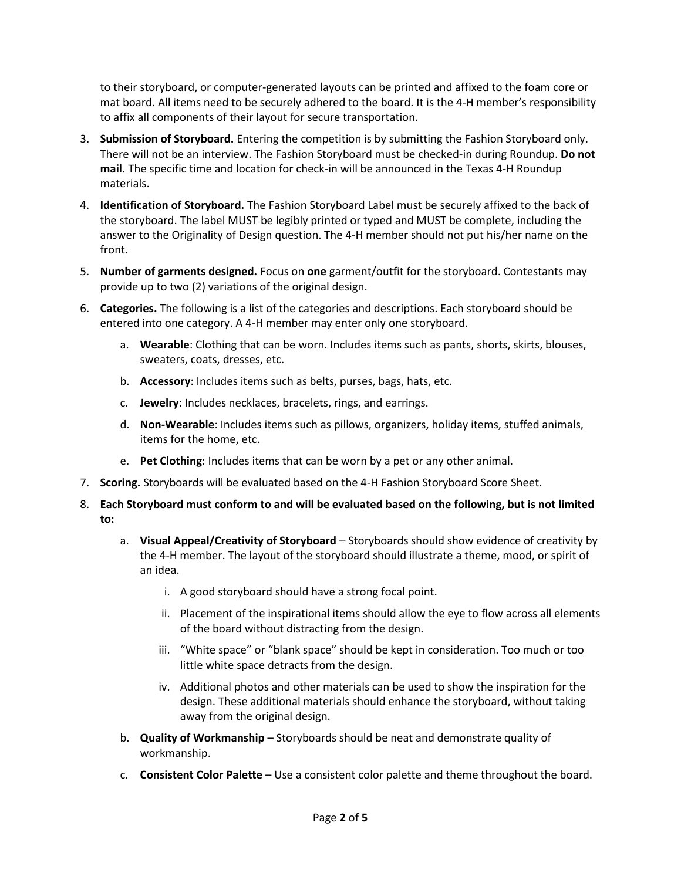to their storyboard, or computer-generated layouts can be printed and affixed to the foam core or mat board. All items need to be securely adhered to the board. It is the 4-H member's responsibility to affix all components of their layout for secure transportation.

3. **Submission of Storyboard.** Entering the competition is by submitting the Fashion Storyboard only. There will not be an interview. The Fashion Storyboard must be checked-in during Roundup. **Do not mail.** The specific time and location for check-in will be announced in the Texas 4-H Roundup materials.
4. **Identification of Storyboard.** The Fashion Storyboard Label must be securely affixed to the back of the storyboard. The label MUST be legibly printed or typed and MUST be complete, including the answer to the Originality of Design question. The 4-H member should not put his/her name on the front.
5. **Number of garments designed.** Focus on <u>**one**</u> garment/outfit for the storyboard. Contestants may provide up to two (2) variations of the original design.
6. **Categories.** The following is a list of the categories and descriptions. Each storyboard should be entered into one category. A 4-H member may enter only <u>one</u> storyboard.
   a. **Wearable**: Clothing that can be worn. Includes items such as pants, shorts, skirts, blouses, sweaters, coats, dresses, etc.
   b. **Accessory**: Includes items such as belts, purses, bags, hats, etc.
   c. **Jewelry**: Includes necklaces, bracelets, rings, and earrings.
   d. **Non-Wearable**: Includes items such as pillows, organizers, holiday items, stuffed animals, items for the home, etc.
   e. **Pet Clothing**: Includes items that can be worn by a pet or any other animal.
7. **Scoring.** Storyboards will be evaluated based on the 4-H Fashion Storyboard Score Sheet.
8. **Each Storyboard must conform to and will be evaluated based on the following, but is not limited to:**
   a. **Visual Appeal/Creativity of Storyboard** – Storyboards should show evidence of creativity by the 4-H member. The layout of the storyboard should illustrate a theme, mood, or spirit of an idea.
      i. A good storyboard should have a strong focal point.
      ii. Placement of the inspirational items should allow the eye to flow across all elements of the board without distracting from the design.
      iii. "White space" or "blank space" should be kept in consideration. Too much or too little white space detracts from the design.
      iv. Additional photos and other materials can be used to show the inspiration for the design. These additional materials should enhance the storyboard, without taking away from the original design.

   b. **Quality of Workmanship** – Storyboards should be neat and demonstrate quality of workmanship.
   c. **Consistent Color Palette** – Use a consistent color palette and theme throughout the board.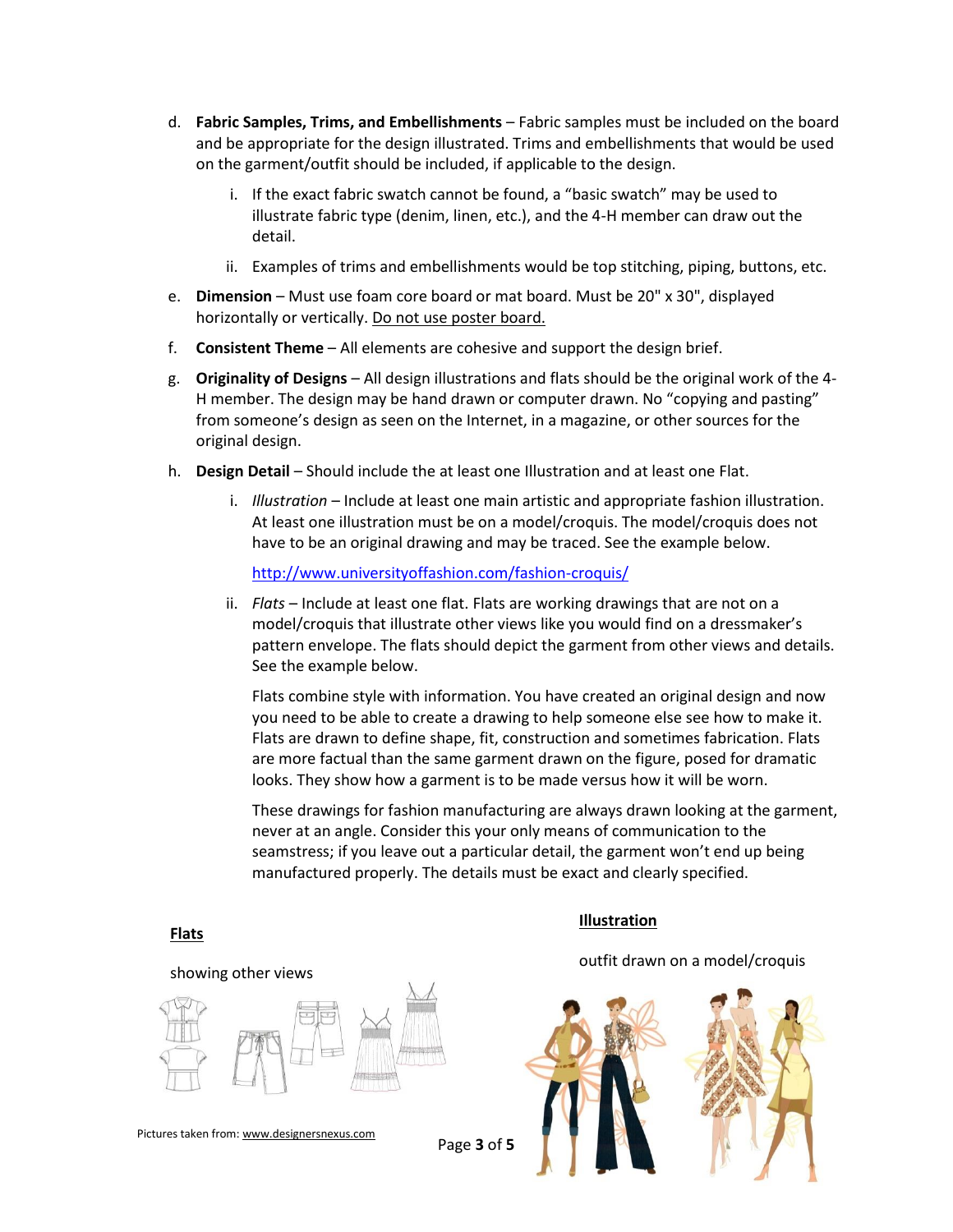d. **Fabric Samples, Trims, and Embellishments** – Fabric samples must be included on the board and be appropriate for the design illustrated. Trims and embellishments that would be used on the garment/outfit should be included, if applicable to the design.

   i. If the exact fabric swatch cannot be found, a "basic swatch" may be used to illustrate fabric type (denim, linen, etc.), and the 4-H member can draw out the detail.

   ii. Examples of trims and embellishments would be top stitching, piping, buttons, etc.

e. **Dimension** – Must use foam core board or mat board. Must be 20" x 30", displayed horizontally or vertically. Do not use poster board.

f. **Consistent Theme** – All elements are cohesive and support the design brief.

g. **Originality of Designs** – All design illustrations and flats should be the original work of the 4-H member. The design may be hand drawn or computer drawn. No "copying and pasting" from someone's design as seen on the Internet, in a magazine, or other sources for the original design.

h. **Design Detail** – Should include the at least one Illustration and at least one Flat.

   i. *Illustration* – Include at least one main artistic and appropriate fashion illustration. At least one illustration must be on a model/croquis. The model/croquis does not have to be an original drawing and may be traced. See the example below.

   http://www.universityoffashion.com/fashion-croquis/

   ii. *Flats* – Include at least one flat. Flats are working drawings that are not on a model/croquis that illustrate other views like you would find on a dressmaker's pattern envelope. The flats should depict the garment from other views and details. See the example below.

   Flats combine style with information. You have created an original design and now you need to be able to create a drawing to help someone else see how to make it. Flats are drawn to define shape, fit, construction and sometimes fabrication. Flats are more factual than the same garment drawn on the figure, posed for dramatic looks. They show how a garment is to be made versus how it will be worn.

   These drawings for fashion manufacturing are always drawn looking at the garment, never at an angle. Consider this your only means of communication to the seamstress; if you leave out a particular detail, the garment won't end up being manufactured properly. The details must be exact and clearly specified.

**Flats**

showing other views

**Illustration**

outfit drawn on a model/croquis

Pictures taken from: www.designersnexus.com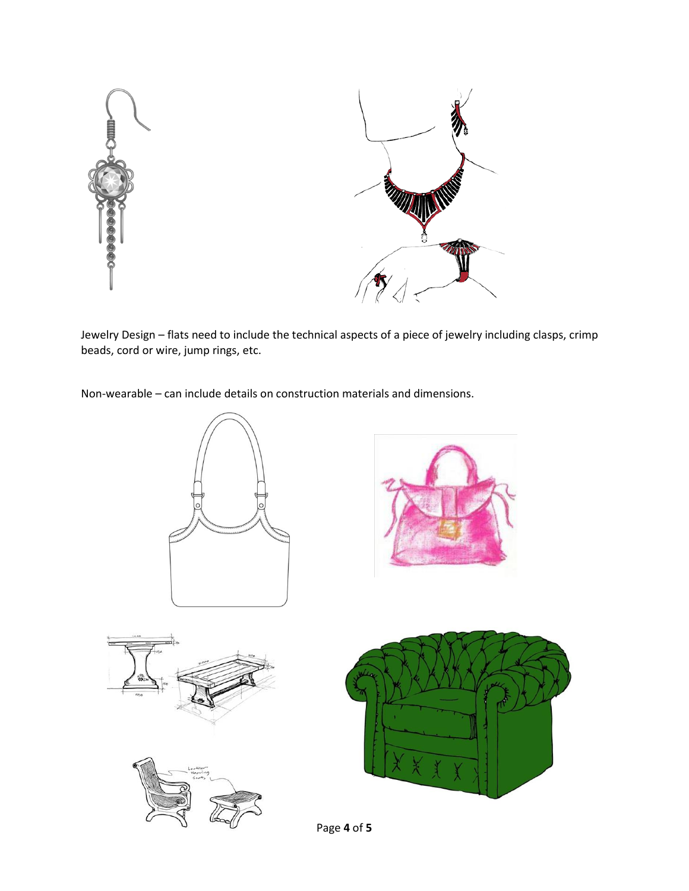Jewelry Design – flats need to include the technical aspects of a piece of jewelry including clasps, crimp beads, cord or wire, jump rings, etc.

Non-wearable – can include details on construction materials and dimensions.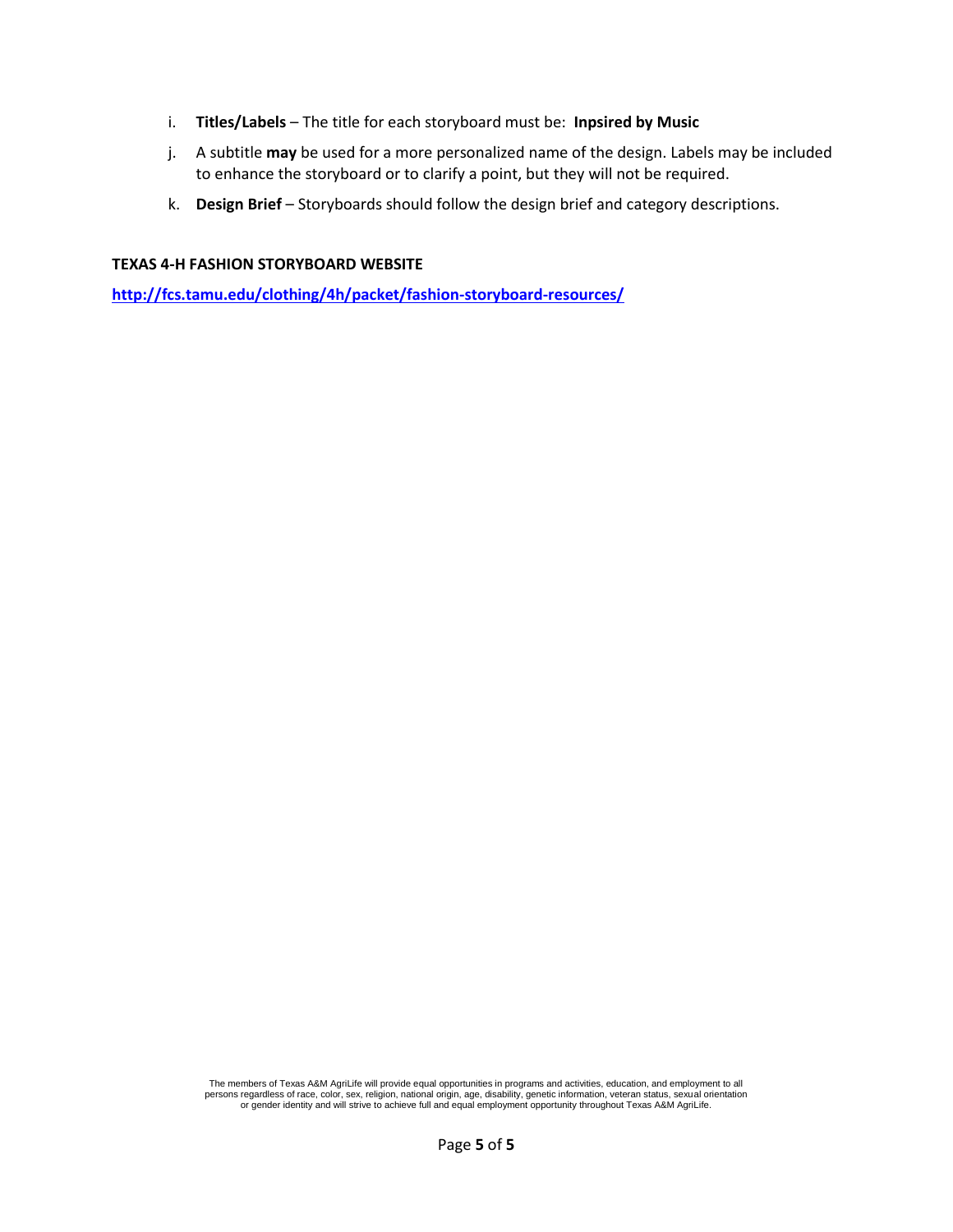i. **Titles/Labels** – The title for each storyboard must be: **Inpsired by Music**

j. A subtitle **may** be used for a more personalized name of the design. Labels may be included to enhance the storyboard or to clarify a point, but they will not be required.

k. **Design Brief** – Storyboards should follow the design brief and category descriptions.

**TEXAS 4-H FASHION STORYBOARD WEBSITE**

**http://fcs.tamu.edu/clothing/4h/packet/fashion-storyboard-resources/**

The members of Texas A&M AgriLife will provide equal opportunities in programs and activities, education, and employment to all persons regardless of race, color, sex, religion, national origin, age, disability, genetic information, veteran status, sexual orientation or gender identity and will strive to achieve full and equal employment opportunity throughout Texas A&M AgriLife.